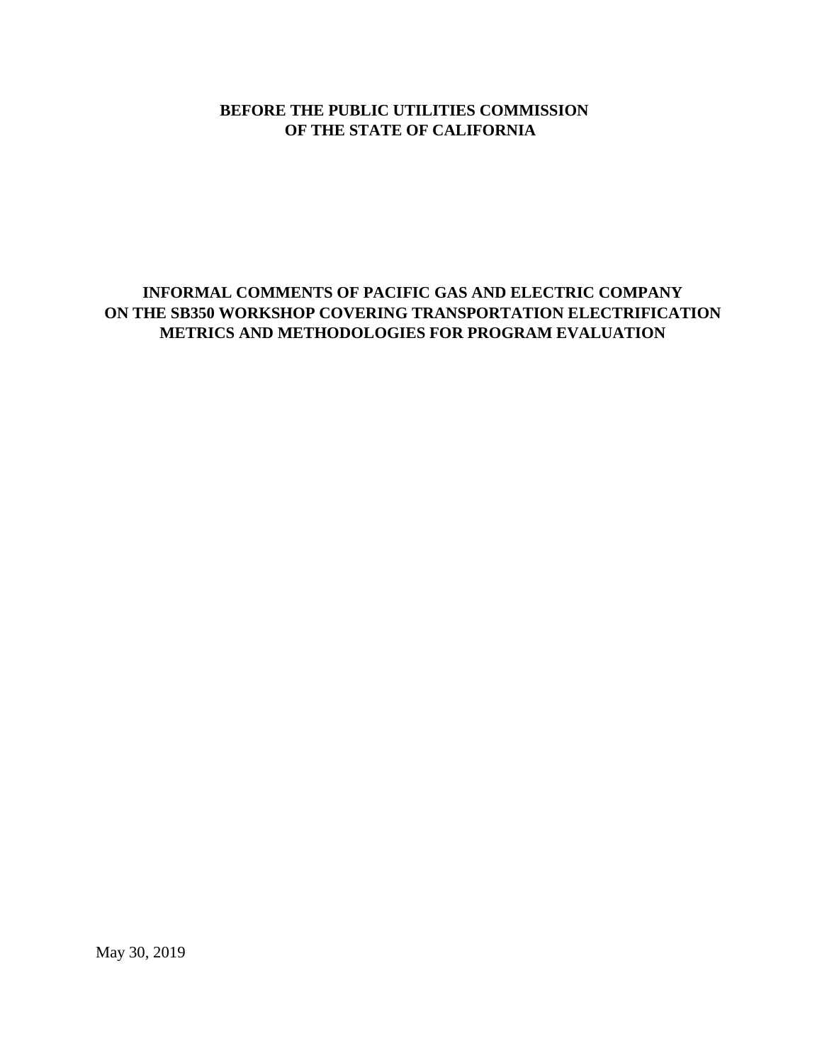**BEFORE THE PUBLIC UTILITIES COMMISSION**
**OF THE STATE OF CALIFORNIA**

# INFORMAL COMMENTS OF PACIFIC GAS AND ELECTRIC COMPANY ON THE SB350 WORKSHOP COVERING TRANSPORTATION ELECTRIFICATION METRICS AND METHODOLOGIES FOR PROGRAM EVALUATION

May 30, 2019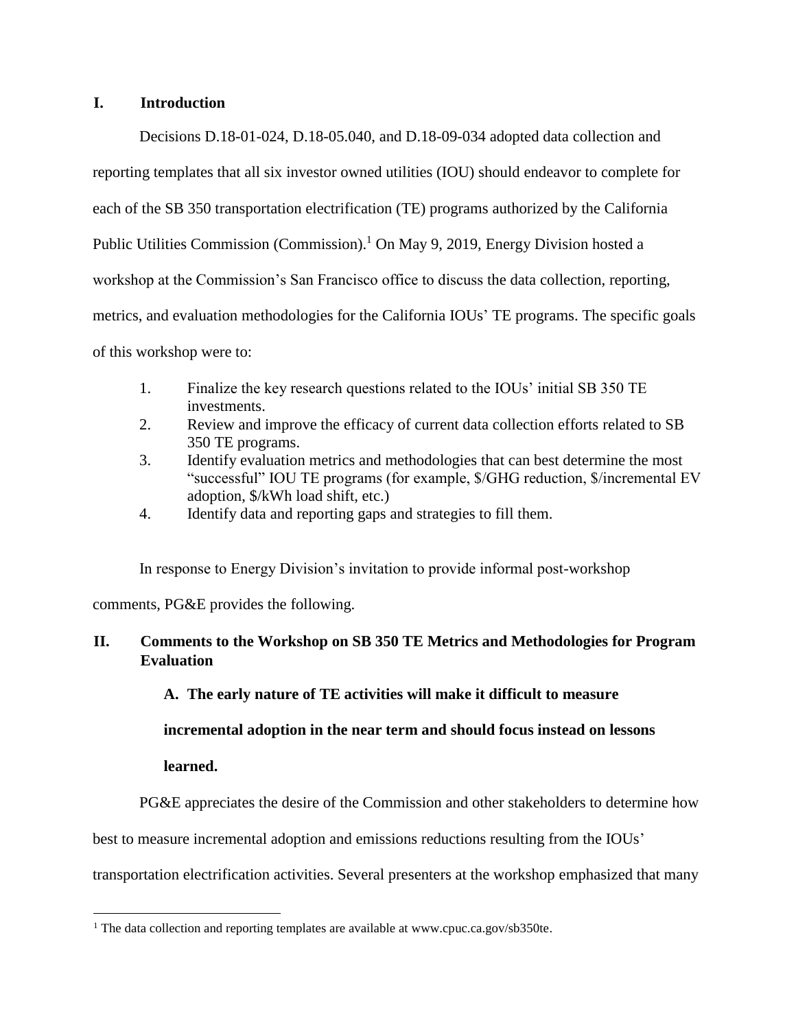## I. Introduction

Decisions D.18-01-024, D.18-05.040, and D.18-09-034 adopted data collection and reporting templates that all six investor owned utilities (IOU) should endeavor to complete for each of the SB 350 transportation electrification (TE) programs authorized by the California Public Utilities Commission (Commission).[1] On May 9, 2019, Energy Division hosted a workshop at the Commission's San Francisco office to discuss the data collection, reporting, metrics, and evaluation methodologies for the California IOUs' TE programs. The specific goals of this workshop were to:

1. Finalize the key research questions related to the IOUs' initial SB 350 TE investments.
2. Review and improve the efficacy of current data collection efforts related to SB 350 TE programs.
3. Identify evaluation metrics and methodologies that can best determine the most "successful" IOU TE programs (for example, $/GHG reduction, $/incremental EV adoption, $/kWh load shift, etc.)
4. Identify data and reporting gaps and strategies to fill them.

In response to Energy Division's invitation to provide informal post-workshop comments, PG&E provides the following.

## II. Comments to the Workshop on SB 350 TE Metrics and Methodologies for Program Evaluation

### A. The early nature of TE activities will make it difficult to measure incremental adoption in the near term and should focus instead on lessons learned.

PG&E appreciates the desire of the Commission and other stakeholders to determine how best to measure incremental adoption and emissions reductions resulting from the IOUs' transportation electrification activities. Several presenters at the workshop emphasized that many

[1] The data collection and reporting templates are available at www.cpuc.ca.gov/sb350te.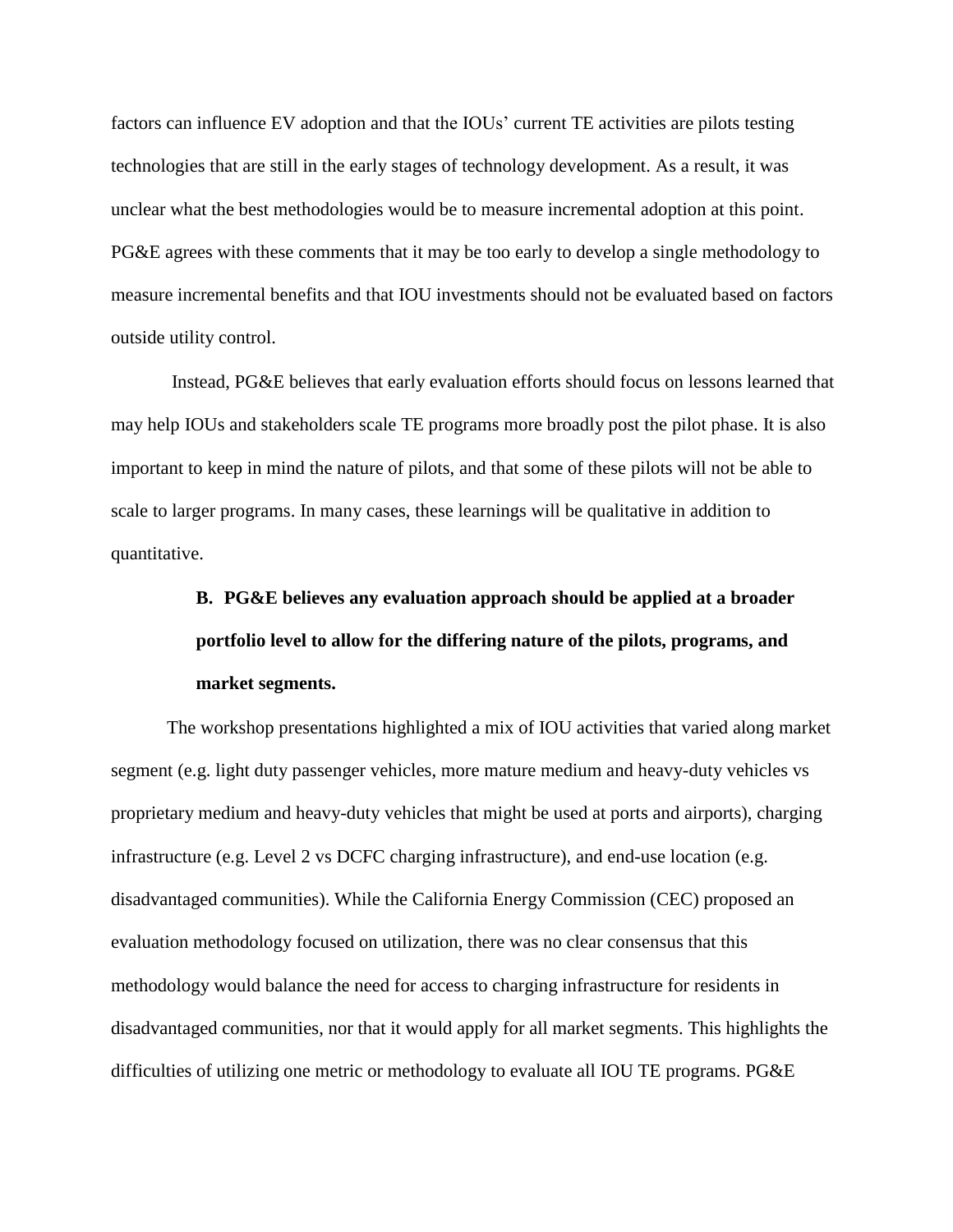factors can influence EV adoption and that the IOUs' current TE activities are pilots testing technologies that are still in the early stages of technology development. As a result, it was unclear what the best methodologies would be to measure incremental adoption at this point. PG&E agrees with these comments that it may be too early to develop a single methodology to measure incremental benefits and that IOU investments should not be evaluated based on factors outside utility control.

Instead, PG&E believes that early evaluation efforts should focus on lessons learned that may help IOUs and stakeholders scale TE programs more broadly post the pilot phase. It is also important to keep in mind the nature of pilots, and that some of these pilots will not be able to scale to larger programs. In many cases, these learnings will be qualitative in addition to quantitative.

### B. PG&E believes any evaluation approach should be applied at a broader portfolio level to allow for the differing nature of the pilots, programs, and market segments.

The workshop presentations highlighted a mix of IOU activities that varied along market segment (e.g. light duty passenger vehicles, more mature medium and heavy-duty vehicles vs proprietary medium and heavy-duty vehicles that might be used at ports and airports), charging infrastructure (e.g. Level 2 vs DCFC charging infrastructure), and end-use location (e.g. disadvantaged communities). While the California Energy Commission (CEC) proposed an evaluation methodology focused on utilization, there was no clear consensus that this methodology would balance the need for access to charging infrastructure for residents in disadvantaged communities, nor that it would apply for all market segments. This highlights the difficulties of utilizing one metric or methodology to evaluate all IOU TE programs. PG&E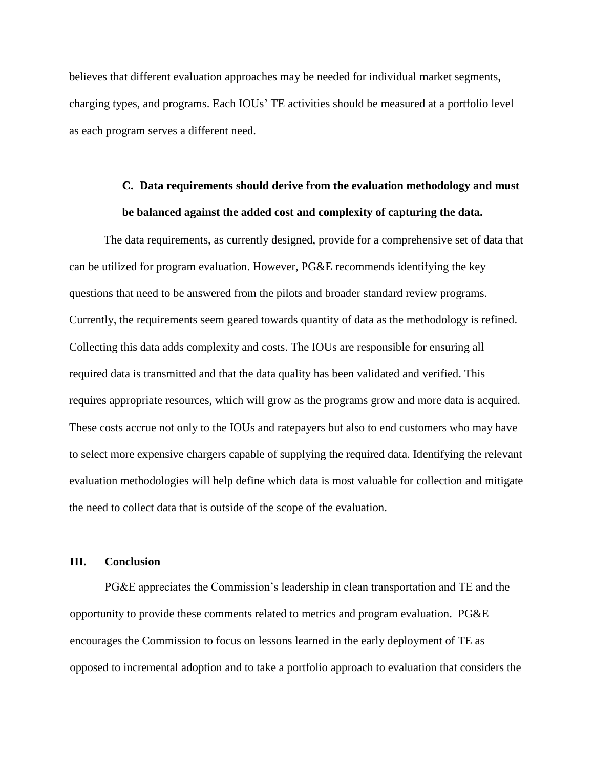believes that different evaluation approaches may be needed for individual market segments, charging types, and programs. Each IOUs' TE activities should be measured at a portfolio level as each program serves a different need.

### C. Data requirements should derive from the evaluation methodology and must be balanced against the added cost and complexity of capturing the data.

The data requirements, as currently designed, provide for a comprehensive set of data that can be utilized for program evaluation. However, PG&E recommends identifying the key questions that need to be answered from the pilots and broader standard review programs. Currently, the requirements seem geared towards quantity of data as the methodology is refined. Collecting this data adds complexity and costs. The IOUs are responsible for ensuring all required data is transmitted and that the data quality has been validated and verified. This requires appropriate resources, which will grow as the programs grow and more data is acquired. These costs accrue not only to the IOUs and ratepayers but also to end customers who may have to select more expensive chargers capable of supplying the required data. Identifying the relevant evaluation methodologies will help define which data is most valuable for collection and mitigate the need to collect data that is outside of the scope of the evaluation.

## III. Conclusion

PG&E appreciates the Commission's leadership in clean transportation and TE and the opportunity to provide these comments related to metrics and program evaluation. PG&E encourages the Commission to focus on lessons learned in the early deployment of TE as opposed to incremental adoption and to take a portfolio approach to evaluation that considers the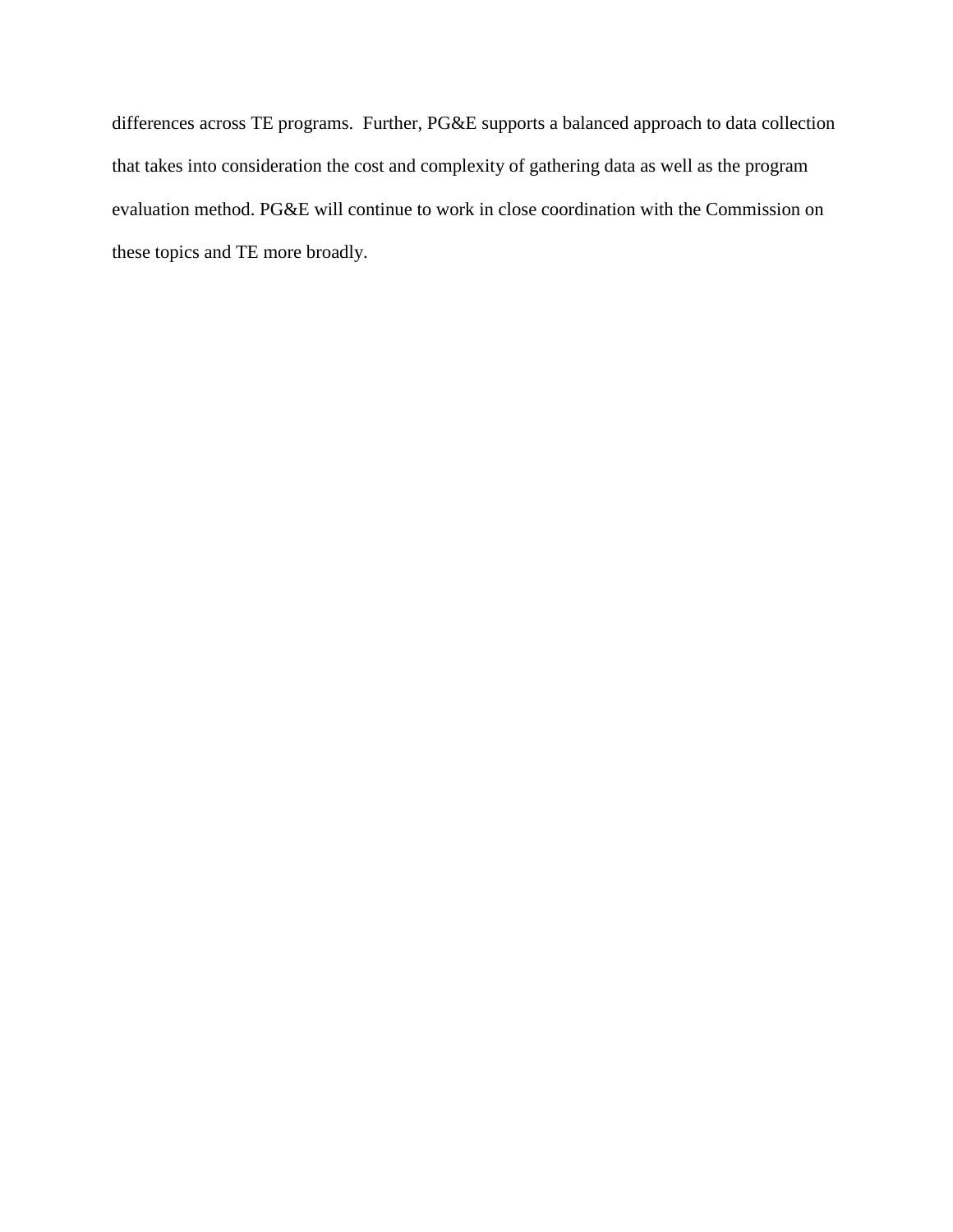differences across TE programs. Further, PG&E supports a balanced approach to data collection that takes into consideration the cost and complexity of gathering data as well as the program evaluation method. PG&E will continue to work in close coordination with the Commission on these topics and TE more broadly.